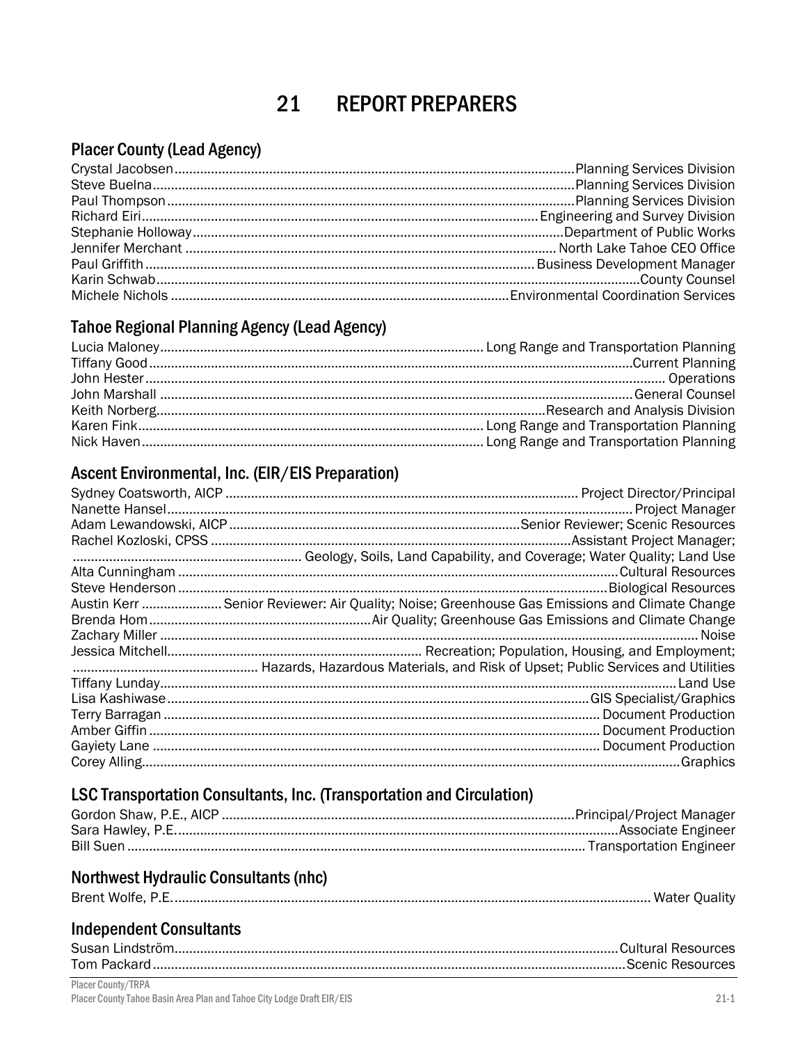# 21 REPORT PREPARERS

## Placer County (Lead Agency)

Crystal Jacobsen........................................................................................................Planning Services Division
Steve Buelna..............................................................................................................Planning Services Division
Paul Thompson...........................................................................................................Planning Services Division
Richard Eiri.........................................................................................................Engineering and Survey Division
Stephanie Holloway.................................................................................................Department of Public Works
Jennifer Merchant .................................................................................................... North Lake Tahoe CEO Office
Paul Griffith .........................................................................................................Business Development Manager
Karin Schwab..................................................................................................................................County Counsel
Michele Nichols ...........................................................................................Environmental Coordination Services

## Tahoe Regional Planning Agency (Lead Agency)

Lucia Maloney...................................................................................... Long Range and Transportation Planning
Tiffany Good ..................................................................................................................................Current Planning
John Hester ........................................................................................................................................... Operations
John Marshall ..........................................................................................................................General Counsel
Keith Norberg..................................................................................................Research and Analysis Division
Karen Fink............................................................................................ Long Range and Transportation Planning
Nick Haven........................................................................................... Long Range and Transportation Planning

## Ascent Environmental, Inc. (EIR/EIS Preparation)

Sydney Coatsworth, AICP ............................................................................................... Project Director/Principal
Nanette Hansel ............................................................................................................................ Project Manager
Adam Lewandowski, AICP ............................................................................. Senior Reviewer; Scenic Resources
Rachel Kozloski, CPSS ..................................................................................................Assistant Project Manager;
.............................................................. Geology, Soils, Land Capability, and Coverage; Water Quality; Land Use
Alta Cunningham .......................................................................................................................Cultural Resources
Steve Henderson.......................................................................................................................Biological Resources
Austin Kerr ..................... Senior Reviewer: Air Quality; Noise; Greenhouse Gas Emissions and Climate Change
Brenda Hom............................................................Air Quality; Greenhouse Gas Emissions and Climate Change
Zachary Miller .................................................................................................................................................. Noise
Jessica Mitchell.................................................................... Recreation; Population, Housing, and Employment;
.................................................. Hazards, Hazardous Materials, and Risk of Upset; Public Services and Utilities
Tiffany Lunday.......................................................................................................................................... Land Use
Lisa Kashiwase...................................................................................................................GIS Specialist/Graphics
Terry Barragan ..................................................................................................................... Document Production
Amber Giffin ......................................................................................................................... Document Production
Gayiety Lane ......................................................................................................................... Document Production
Corey Alling.................................................................................................................................................Graphics

## LSC Transportation Consultants, Inc. (Transportation and Circulation)

Gordon Shaw, P.E., AICP ...............................................................................................Principal/Project Manager
Sara Hawley, P.E......................................................................................................................Associate Engineer
Bill Suen ........................................................................................................................... Transportation Engineer

## Northwest Hydraulic Consultants (nhc)

Brent Wolfe, P.E.............................................................................................................................. Water Quality

## Independent Consultants

Susan Lindström.......................................................................................................................Cultural Resources
Tom Packard ..............................................................................................................................Scenic Resources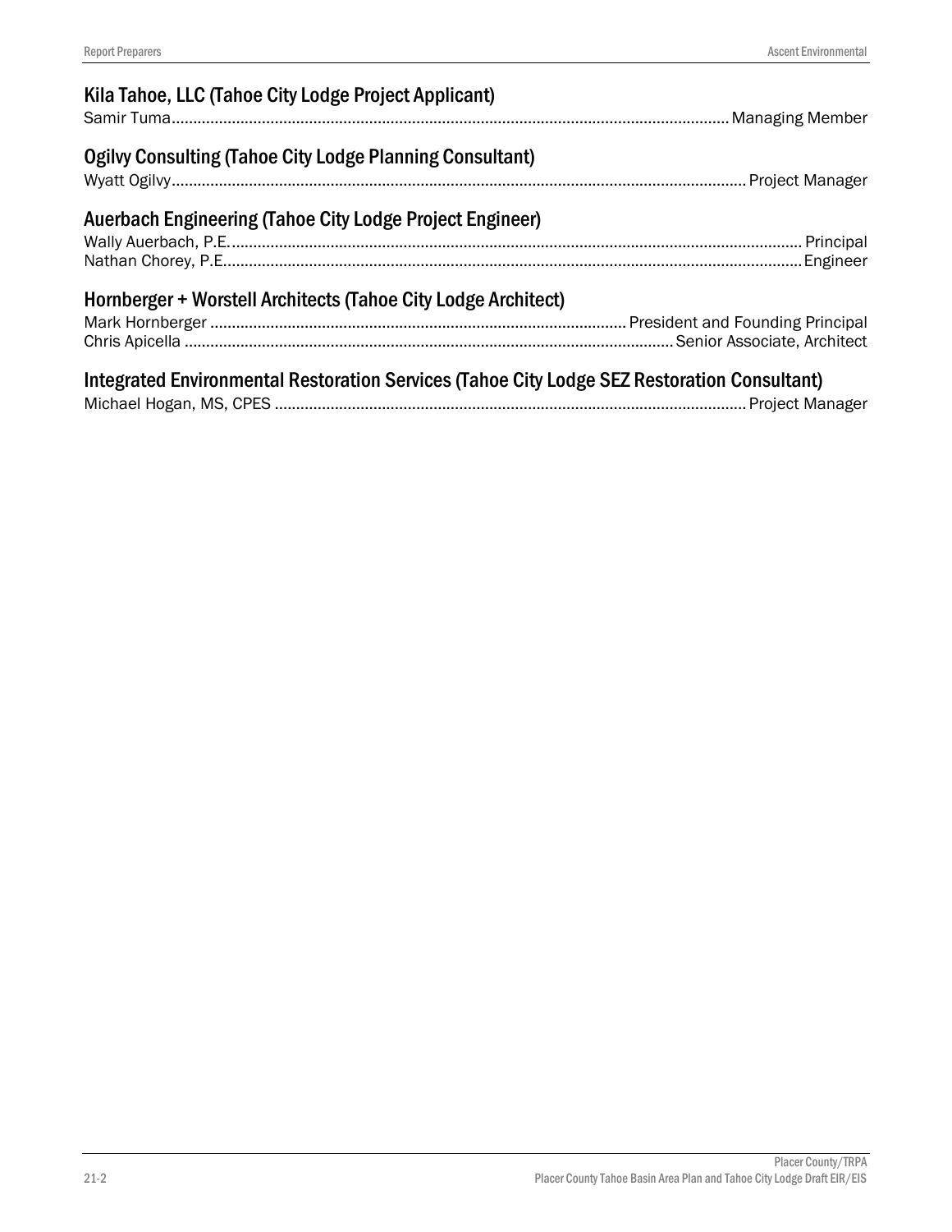## Kila Tahoe, LLC (Tahoe City Lodge Project Applicant)

Samir Tuma................................................................................................................................ Managing Member

## Ogilvy Consulting (Tahoe City Lodge Planning Consultant)

Wyatt Ogilvy................................................................................................................................ Project Manager

## Auerbach Engineering (Tahoe City Lodge Project Engineer)

Wally Auerbach, P.E.................................................................................................................................. Principal
Nathan Chorey, P.E..................................................................................................................................... Engineer

## Hornberger + Worstell Architects (Tahoe City Lodge Architect)

Mark Hornberger ............................................................................................... President and Founding Principal
Chris Apicella ................................................................................................................ Senior Associate, Architect

## Integrated Environmental Restoration Services (Tahoe City Lodge SEZ Restoration Consultant)

Michael Hogan, MS, CPES ............................................................................................................ Project Manager